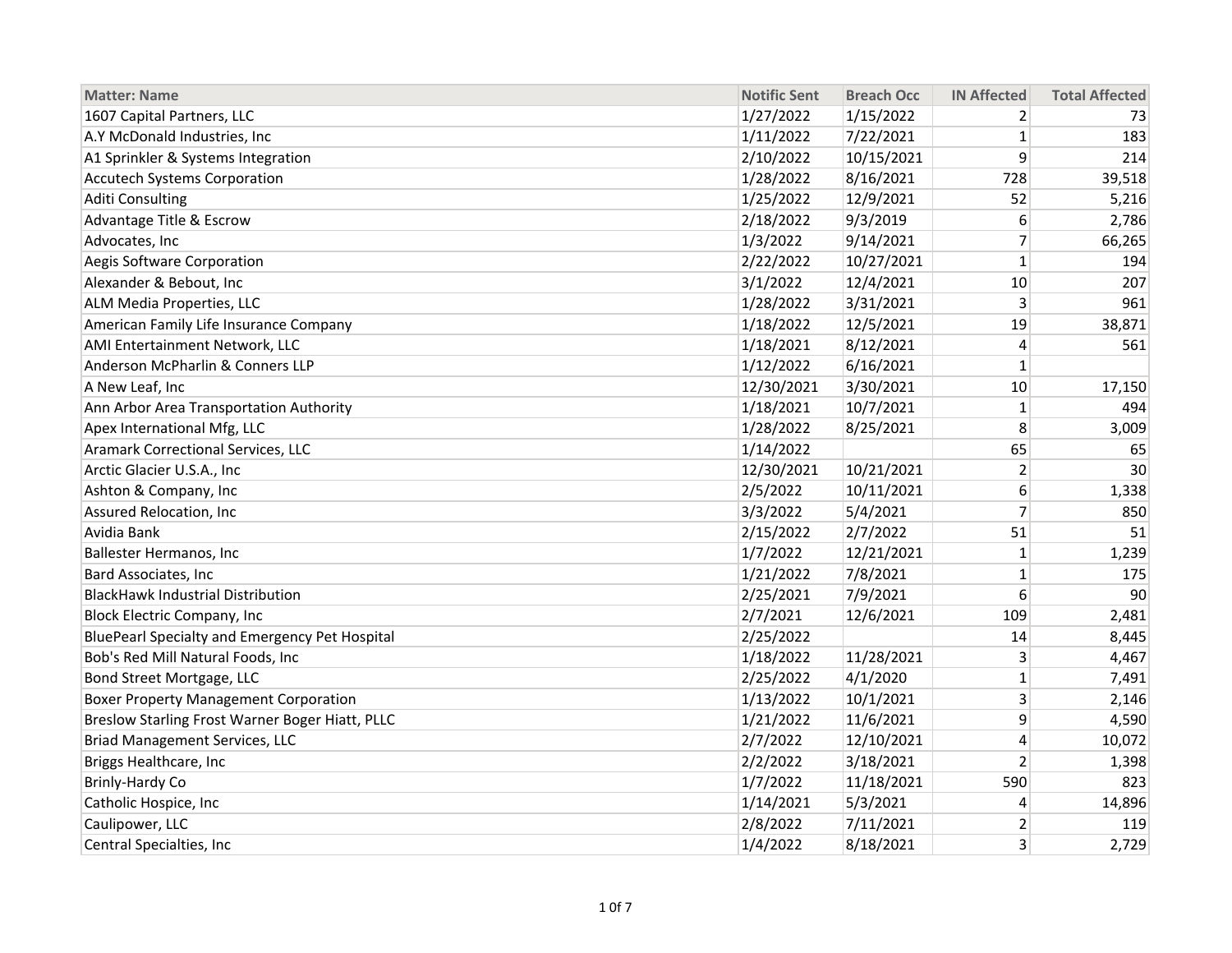| Matter: Name | Notific Sent | Breach Occ | IN Affected | Total Affected |
|---|---|---|---|---|
| 1607 Capital Partners, LLC | 1/27/2022 | 1/15/2022 | 2 | 73 |
| A.Y McDonald Industries, Inc | 1/11/2022 | 7/22/2021 | 1 | 183 |
| A1 Sprinkler & Systems Integration | 2/10/2022 | 10/15/2021 | 9 | 214 |
| Accutech Systems Corporation | 1/28/2022 | 8/16/2021 | 728 | 39,518 |
| Aditi Consulting | 1/25/2022 | 12/9/2021 | 52 | 5,216 |
| Advantage Title & Escrow | 2/18/2022 | 9/3/2019 | 6 | 2,786 |
| Advocates, Inc | 1/3/2022 | 9/14/2021 | 7 | 66,265 |
| Aegis Software Corporation | 2/22/2022 | 10/27/2021 | 1 | 194 |
| Alexander & Bebout, Inc | 3/1/2022 | 12/4/2021 | 10 | 207 |
| ALM Media Properties, LLC | 1/28/2022 | 3/31/2021 | 3 | 961 |
| American Family Life Insurance Company | 1/18/2022 | 12/5/2021 | 19 | 38,871 |
| AMI Entertainment Network, LLC | 1/18/2021 | 8/12/2021 | 4 | 561 |
| Anderson McPharlin & Conners LLP | 1/12/2022 | 6/16/2021 | 1 | |
| A New Leaf, Inc | 12/30/2021 | 3/30/2021 | 10 | 17,150 |
| Ann Arbor Area Transportation Authority | 1/18/2021 | 10/7/2021 | 1 | 494 |
| Apex International Mfg, LLC | 1/28/2022 | 8/25/2021 | 8 | 3,009 |
| Aramark Correctional Services, LLC | 1/14/2022 | | 65 | 65 |
| Arctic Glacier U.S.A., Inc | 12/30/2021 | 10/21/2021 | 2 | 30 |
| Ashton & Company, Inc | 2/5/2022 | 10/11/2021 | 6 | 1,338 |
| Assured Relocation, Inc | 3/3/2022 | 5/4/2021 | 7 | 850 |
| Avidia Bank | 2/15/2022 | 2/7/2022 | 51 | 51 |
| Ballester Hermanos, Inc | 1/7/2022 | 12/21/2021 | 1 | 1,239 |
| Bard Associates, Inc | 1/21/2022 | 7/8/2021 | 1 | 175 |
| BlackHawk Industrial Distribution | 2/25/2021 | 7/9/2021 | 6 | 90 |
| Block Electric Company, Inc | 2/7/2021 | 12/6/2021 | 109 | 2,481 |
| BluePearl Specialty and Emergency Pet Hospital | 2/25/2022 | | 14 | 8,445 |
| Bob's Red Mill Natural Foods, Inc | 1/18/2022 | 11/28/2021 | 3 | 4,467 |
| Bond Street Mortgage, LLC | 2/25/2022 | 4/1/2020 | 1 | 7,491 |
| Boxer Property Management Corporation | 1/13/2022 | 10/1/2021 | 3 | 2,146 |
| Breslow Starling Frost Warner Boger Hiatt, PLLC | 1/21/2022 | 11/6/2021 | 9 | 4,590 |
| Briad Management Services, LLC | 2/7/2022 | 12/10/2021 | 4 | 10,072 |
| Briggs Healthcare, Inc | 2/2/2022 | 3/18/2021 | 2 | 1,398 |
| Brinly-Hardy Co | 1/7/2022 | 11/18/2021 | 590 | 823 |
| Catholic Hospice, Inc | 1/14/2021 | 5/3/2021 | 4 | 14,896 |
| Caulipower, LLC | 2/8/2022 | 7/11/2021 | 2 | 119 |
| Central Specialties, Inc | 1/4/2022 | 8/18/2021 | 3 | 2,729 |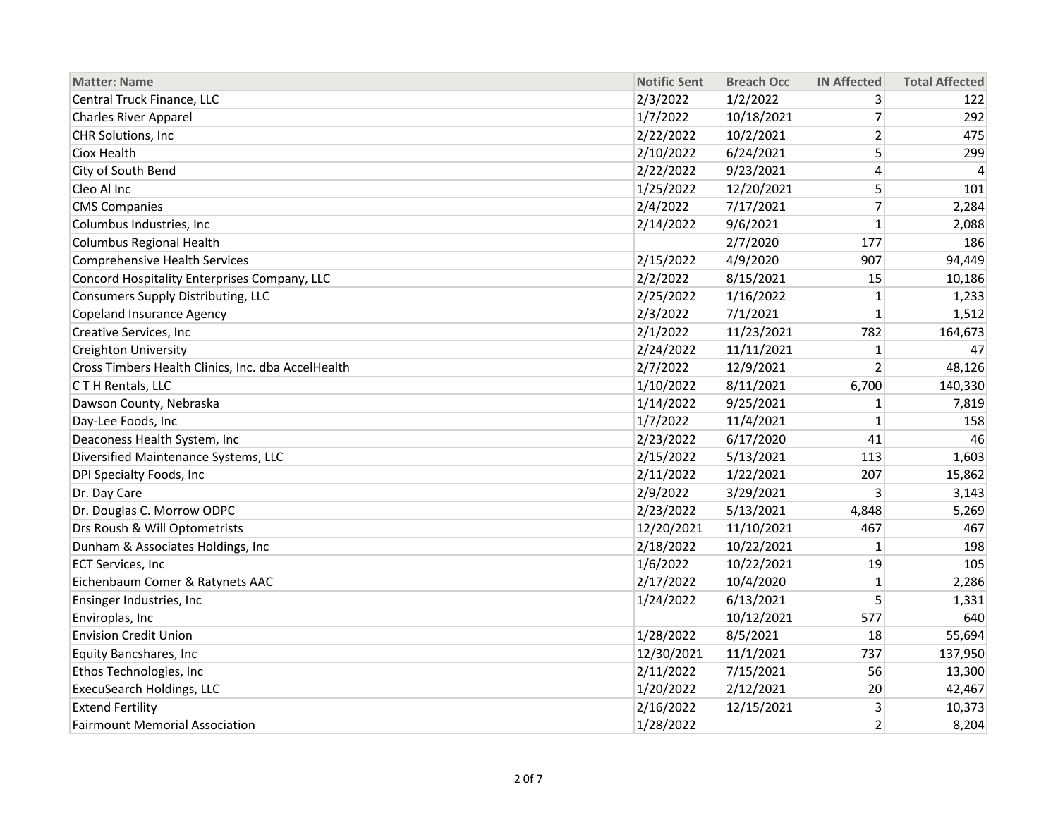| Matter: Name | Notific Sent | Breach Occ | IN Affected | Total Affected |
|---|---|---|---|---|
| Central Truck Finance, LLC | 2/3/2022 | 1/2/2022 | 3 | 122 |
| Charles River Apparel | 1/7/2022 | 10/18/2021 | 7 | 292 |
| CHR Solutions, Inc | 2/22/2022 | 10/2/2021 | 2 | 475 |
| Ciox Health | 2/10/2022 | 6/24/2021 | 5 | 299 |
| City of South Bend | 2/22/2022 | 9/23/2021 | 4 | 4 |
| Cleo Al Inc | 1/25/2022 | 12/20/2021 | 5 | 101 |
| CMS Companies | 2/4/2022 | 7/17/2021 | 7 | 2,284 |
| Columbus Industries, Inc | 2/14/2022 | 9/6/2021 | 1 | 2,088 |
| Columbus Regional Health | | 2/7/2020 | 177 | 186 |
| Comprehensive Health Services | 2/15/2022 | 4/9/2020 | 907 | 94,449 |
| Concord Hospitality Enterprises Company, LLC | 2/2/2022 | 8/15/2021 | 15 | 10,186 |
| Consumers Supply Distributing, LLC | 2/25/2022 | 1/16/2022 | 1 | 1,233 |
| Copeland Insurance Agency | 2/3/2022 | 7/1/2021 | 1 | 1,512 |
| Creative Services, Inc | 2/1/2022 | 11/23/2021 | 782 | 164,673 |
| Creighton University | 2/24/2022 | 11/11/2021 | 1 | 47 |
| Cross Timbers Health Clinics, Inc. dba AccelHealth | 2/7/2022 | 12/9/2021 | 2 | 48,126 |
| C T H Rentals, LLC | 1/10/2022 | 8/11/2021 | 6,700 | 140,330 |
| Dawson County, Nebraska | 1/14/2022 | 9/25/2021 | 1 | 7,819 |
| Day-Lee Foods, Inc | 1/7/2022 | 11/4/2021 | 1 | 158 |
| Deaconess Health System, Inc | 2/23/2022 | 6/17/2020 | 41 | 46 |
| Diversified Maintenance Systems, LLC | 2/15/2022 | 5/13/2021 | 113 | 1,603 |
| DPI Specialty Foods, Inc | 2/11/2022 | 1/22/2021 | 207 | 15,862 |
| Dr. Day Care | 2/9/2022 | 3/29/2021 | 3 | 3,143 |
| Dr. Douglas C. Morrow ODPC | 2/23/2022 | 5/13/2021 | 4,848 | 5,269 |
| Drs Roush & Will Optometrists | 12/20/2021 | 11/10/2021 | 467 | 467 |
| Dunham & Associates Holdings, Inc | 2/18/2022 | 10/22/2021 | 1 | 198 |
| ECT Services, Inc | 1/6/2022 | 10/22/2021 | 19 | 105 |
| Eichenbaum Comer & Ratynets AAC | 2/17/2022 | 10/4/2020 | 1 | 2,286 |
| Ensinger Industries, Inc | 1/24/2022 | 6/13/2021 | 5 | 1,331 |
| Enviroplas, Inc | | 10/12/2021 | 577 | 640 |
| Envision Credit Union | 1/28/2022 | 8/5/2021 | 18 | 55,694 |
| Equity Bancshares, Inc | 12/30/2021 | 11/1/2021 | 737 | 137,950 |
| Ethos Technologies, Inc | 2/11/2022 | 7/15/2021 | 56 | 13,300 |
| ExecuSearch Holdings, LLC | 1/20/2022 | 2/12/2021 | 20 | 42,467 |
| Extend Fertility | 2/16/2022 | 12/15/2021 | 3 | 10,373 |
| Fairmount Memorial Association | 1/28/2022 | | 2 | 8,204 |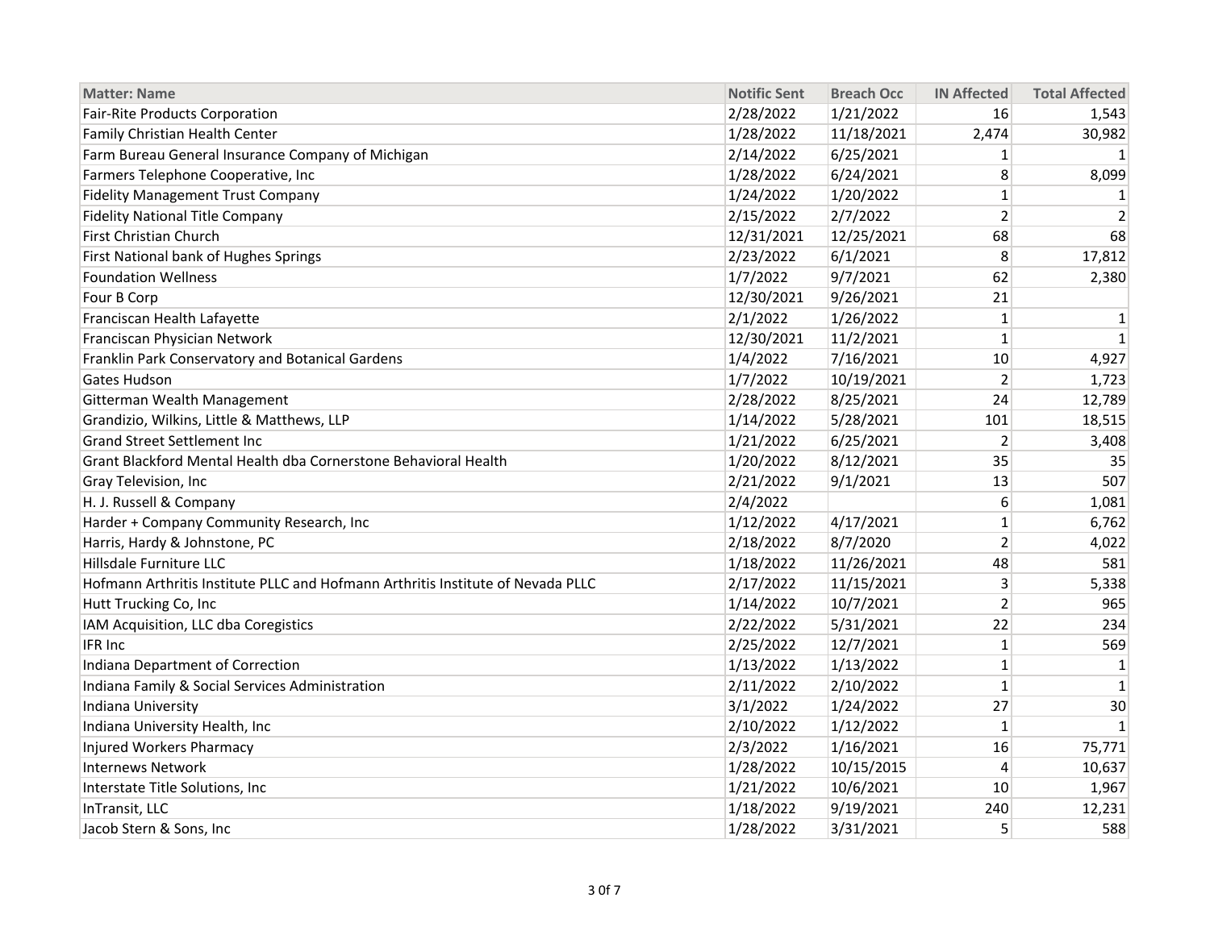| Matter: Name | Notific Sent | Breach Occ | IN Affected | Total Affected |
|---|---|---|---|---|
| Fair-Rite Products Corporation | 2/28/2022 | 1/21/2022 | 16 | 1,543 |
| Family Christian Health Center | 1/28/2022 | 11/18/2021 | 2,474 | 30,982 |
| Farm Bureau General Insurance Company of Michigan | 2/14/2022 | 6/25/2021 | 1 | 1 |
| Farmers Telephone Cooperative, Inc | 1/28/2022 | 6/24/2021 | 8 | 8,099 |
| Fidelity Management Trust Company | 1/24/2022 | 1/20/2022 | 1 | 1 |
| Fidelity National Title Company | 2/15/2022 | 2/7/2022 | 2 | 2 |
| First Christian Church | 12/31/2021 | 12/25/2021 | 68 | 68 |
| First National bank of Hughes Springs | 2/23/2022 | 6/1/2021 | 8 | 17,812 |
| Foundation Wellness | 1/7/2022 | 9/7/2021 | 62 | 2,380 |
| Four B Corp | 12/30/2021 | 9/26/2021 | 21 | |
| Franciscan Health Lafayette | 2/1/2022 | 1/26/2022 | 1 | 1 |
| Franciscan Physician Network | 12/30/2021 | 11/2/2021 | 1 | 1 |
| Franklin Park Conservatory and Botanical Gardens | 1/4/2022 | 7/16/2021 | 10 | 4,927 |
| Gates Hudson | 1/7/2022 | 10/19/2021 | 2 | 1,723 |
| Gitterman Wealth Management | 2/28/2022 | 8/25/2021 | 24 | 12,789 |
| Grandizio, Wilkins, Little & Matthews, LLP | 1/14/2022 | 5/28/2021 | 101 | 18,515 |
| Grand Street Settlement Inc | 1/21/2022 | 6/25/2021 | 2 | 3,408 |
| Grant Blackford Mental Health dba Cornerstone Behavioral Health | 1/20/2022 | 8/12/2021 | 35 | 35 |
| Gray Television, Inc | 2/21/2022 | 9/1/2021 | 13 | 507 |
| H. J. Russell & Company | 2/4/2022 | | 6 | 1,081 |
| Harder + Company Community Research, Inc | 1/12/2022 | 4/17/2021 | 1 | 6,762 |
| Harris, Hardy & Johnstone, PC | 2/18/2022 | 8/7/2020 | 2 | 4,022 |
| Hillsdale Furniture LLC | 1/18/2022 | 11/26/2021 | 48 | 581 |
| Hofmann Arthritis Institute PLLC and Hofmann Arthritis Institute of Nevada PLLC | 2/17/2022 | 11/15/2021 | 3 | 5,338 |
| Hutt Trucking Co, Inc | 1/14/2022 | 10/7/2021 | 2 | 965 |
| IAM Acquisition, LLC dba Coregistics | 2/22/2022 | 5/31/2021 | 22 | 234 |
| IFR Inc | 2/25/2022 | 12/7/2021 | 1 | 569 |
| Indiana Department of Correction | 1/13/2022 | 1/13/2022 | 1 | 1 |
| Indiana Family & Social Services Administration | 2/11/2022 | 2/10/2022 | 1 | 1 |
| Indiana University | 3/1/2022 | 1/24/2022 | 27 | 30 |
| Indiana University Health, Inc | 2/10/2022 | 1/12/2022 | 1 | 1 |
| Injured Workers Pharmacy | 2/3/2022 | 1/16/2021 | 16 | 75,771 |
| Internews Network | 1/28/2022 | 10/15/2015 | 4 | 10,637 |
| Interstate Title Solutions, Inc | 1/21/2022 | 10/6/2021 | 10 | 1,967 |
| InTransit, LLC | 1/18/2022 | 9/19/2021 | 240 | 12,231 |
| Jacob Stern & Sons, Inc | 1/28/2022 | 3/31/2021 | 5 | 588 |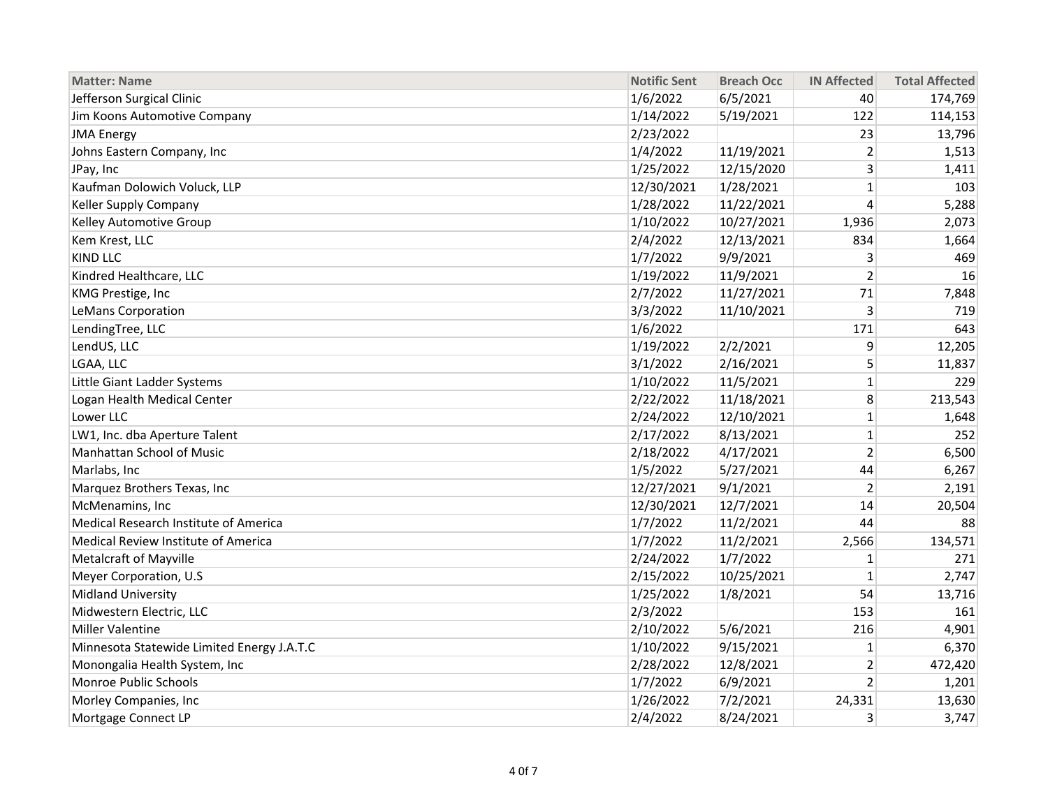| Matter: Name | Notific Sent | Breach Occ | IN Affected | Total Affected |
|---|---|---|---|---|
| Jefferson Surgical Clinic | 1/6/2022 | 6/5/2021 | 40 | 174,769 |
| Jim Koons Automotive Company | 1/14/2022 | 5/19/2021 | 122 | 114,153 |
| JMA Energy | 2/23/2022 | | 23 | 13,796 |
| Johns Eastern Company, Inc | 1/4/2022 | 11/19/2021 | 2 | 1,513 |
| JPay, Inc | 1/25/2022 | 12/15/2020 | 3 | 1,411 |
| Kaufman Dolowich Voluck, LLP | 12/30/2021 | 1/28/2021 | 1 | 103 |
| Keller Supply Company | 1/28/2022 | 11/22/2021 | 4 | 5,288 |
| Kelley Automotive Group | 1/10/2022 | 10/27/2021 | 1,936 | 2,073 |
| Kem Krest, LLC | 2/4/2022 | 12/13/2021 | 834 | 1,664 |
| KIND LLC | 1/7/2022 | 9/9/2021 | 3 | 469 |
| Kindred Healthcare, LLC | 1/19/2022 | 11/9/2021 | 2 | 16 |
| KMG Prestige, Inc | 2/7/2022 | 11/27/2021 | 71 | 7,848 |
| LeMans Corporation | 3/3/2022 | 11/10/2021 | 3 | 719 |
| LendingTree, LLC | 1/6/2022 | | 171 | 643 |
| LendUS, LLC | 1/19/2022 | 2/2/2021 | 9 | 12,205 |
| LGAA, LLC | 3/1/2022 | 2/16/2021 | 5 | 11,837 |
| Little Giant Ladder Systems | 1/10/2022 | 11/5/2021 | 1 | 229 |
| Logan Health Medical Center | 2/22/2022 | 11/18/2021 | 8 | 213,543 |
| Lower LLC | 2/24/2022 | 12/10/2021 | 1 | 1,648 |
| LW1, Inc. dba Aperture Talent | 2/17/2022 | 8/13/2021 | 1 | 252 |
| Manhattan School of Music | 2/18/2022 | 4/17/2021 | 2 | 6,500 |
| Marlabs, Inc | 1/5/2022 | 5/27/2021 | 44 | 6,267 |
| Marquez Brothers Texas, Inc | 12/27/2021 | 9/1/2021 | 2 | 2,191 |
| McMenamins, Inc | 12/30/2021 | 12/7/2021 | 14 | 20,504 |
| Medical Research Institute of America | 1/7/2022 | 11/2/2021 | 44 | 88 |
| Medical Review Institute of America | 1/7/2022 | 11/2/2021 | 2,566 | 134,571 |
| Metalcraft of Mayville | 2/24/2022 | 1/7/2022 | 1 | 271 |
| Meyer Corporation, U.S | 2/15/2022 | 10/25/2021 | 1 | 2,747 |
| Midland University | 1/25/2022 | 1/8/2021 | 54 | 13,716 |
| Midwestern Electric, LLC | 2/3/2022 | | 153 | 161 |
| Miller Valentine | 2/10/2022 | 5/6/2021 | 216 | 4,901 |
| Minnesota Statewide Limited Energy J.A.T.C | 1/10/2022 | 9/15/2021 | 1 | 6,370 |
| Monongalia Health System, Inc | 2/28/2022 | 12/8/2021 | 2 | 472,420 |
| Monroe Public Schools | 1/7/2022 | 6/9/2021 | 2 | 1,201 |
| Morley Companies, Inc | 1/26/2022 | 7/2/2021 | 24,331 | 13,630 |
| Mortgage Connect LP | 2/4/2022 | 8/24/2021 | 3 | 3,747 |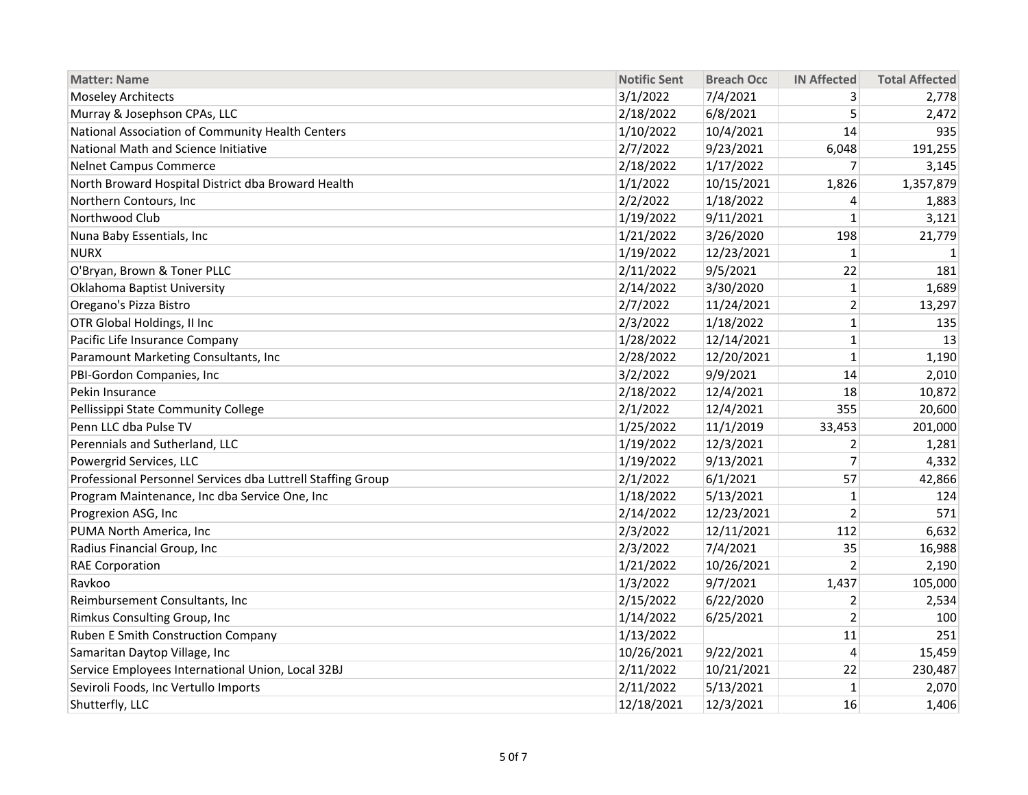| Matter: Name | Notific Sent | Breach Occ | IN Affected | Total Affected |
|---|---|---|---|---|
| Moseley Architects | 3/1/2022 | 7/4/2021 | 3 | 2,778 |
| Murray & Josephson CPAs, LLC | 2/18/2022 | 6/8/2021 | 5 | 2,472 |
| National Association of Community Health Centers | 1/10/2022 | 10/4/2021 | 14 | 935 |
| National Math and Science Initiative | 2/7/2022 | 9/23/2021 | 6,048 | 191,255 |
| Nelnet Campus Commerce | 2/18/2022 | 1/17/2022 | 7 | 3,145 |
| North Broward Hospital District dba Broward Health | 1/1/2022 | 10/15/2021 | 1,826 | 1,357,879 |
| Northern Contours, Inc | 2/2/2022 | 1/18/2022 | 4 | 1,883 |
| Northwood Club | 1/19/2022 | 9/11/2021 | 1 | 3,121 |
| Nuna Baby Essentials, Inc | 1/21/2022 | 3/26/2020 | 198 | 21,779 |
| NURX | 1/19/2022 | 12/23/2021 | 1 | 1 |
| O'Bryan, Brown & Toner PLLC | 2/11/2022 | 9/5/2021 | 22 | 181 |
| Oklahoma Baptist University | 2/14/2022 | 3/30/2020 | 1 | 1,689 |
| Oregano's Pizza Bistro | 2/7/2022 | 11/24/2021 | 2 | 13,297 |
| OTR Global Holdings, II Inc | 2/3/2022 | 1/18/2022 | 1 | 135 |
| Pacific Life Insurance Company | 1/28/2022 | 12/14/2021 | 1 | 13 |
| Paramount Marketing Consultants, Inc | 2/28/2022 | 12/20/2021 | 1 | 1,190 |
| PBI-Gordon Companies, Inc | 3/2/2022 | 9/9/2021 | 14 | 2,010 |
| Pekin Insurance | 2/18/2022 | 12/4/2021 | 18 | 10,872 |
| Pellissippi State Community College | 2/1/2022 | 12/4/2021 | 355 | 20,600 |
| Penn LLC dba Pulse TV | 1/25/2022 | 11/1/2019 | 33,453 | 201,000 |
| Perennials and Sutherland, LLC | 1/19/2022 | 12/3/2021 | 2 | 1,281 |
| Powergrid Services, LLC | 1/19/2022 | 9/13/2021 | 7 | 4,332 |
| Professional Personnel Services dba Luttrell Staffing Group | 2/1/2022 | 6/1/2021 | 57 | 42,866 |
| Program Maintenance, Inc dba Service One, Inc | 1/18/2022 | 5/13/2021 | 1 | 124 |
| Progrexion ASG, Inc | 2/14/2022 | 12/23/2021 | 2 | 571 |
| PUMA North America, Inc | 2/3/2022 | 12/11/2021 | 112 | 6,632 |
| Radius Financial Group, Inc | 2/3/2022 | 7/4/2021 | 35 | 16,988 |
| RAE Corporation | 1/21/2022 | 10/26/2021 | 2 | 2,190 |
| Ravkoo | 1/3/2022 | 9/7/2021 | 1,437 | 105,000 |
| Reimbursement Consultants, Inc | 2/15/2022 | 6/22/2020 | 2 | 2,534 |
| Rimkus Consulting Group, Inc | 1/14/2022 | 6/25/2021 | 2 | 100 |
| Ruben E Smith Construction Company | 1/13/2022 | | 11 | 251 |
| Samaritan Daytop Village, Inc | 10/26/2021 | 9/22/2021 | 4 | 15,459 |
| Service Employees International Union, Local 32BJ | 2/11/2022 | 10/21/2021 | 22 | 230,487 |
| Seviroli Foods, Inc Vertullo Imports | 2/11/2022 | 5/13/2021 | 1 | 2,070 |
| Shutterfly, LLC | 12/18/2021 | 12/3/2021 | 16 | 1,406 |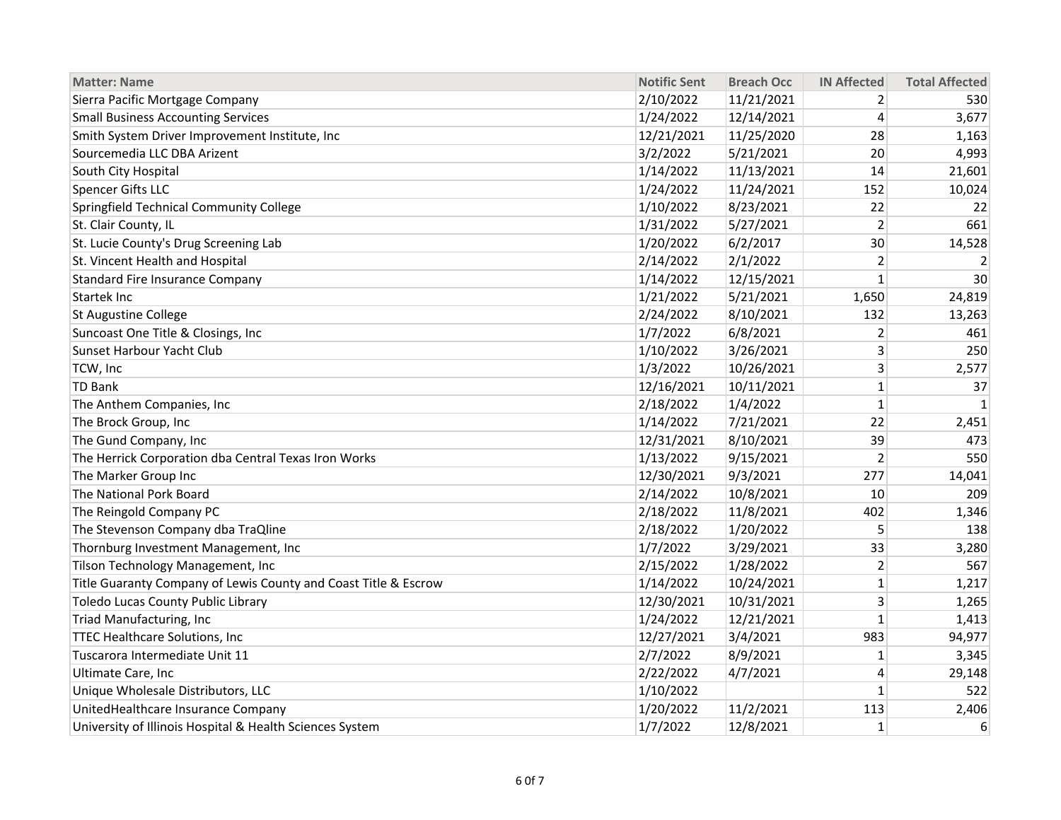| Matter: Name | Notific Sent | Breach Occ | IN Affected | Total Affected |
|---|---|---|---|---|
| Sierra Pacific Mortgage Company | 2/10/2022 | 11/21/2021 | 2 | 530 |
| Small Business Accounting Services | 1/24/2022 | 12/14/2021 | 4 | 3,677 |
| Smith System Driver Improvement Institute, Inc | 12/21/2021 | 11/25/2020 | 28 | 1,163 |
| Sourcemedia LLC DBA Arizent | 3/2/2022 | 5/21/2021 | 20 | 4,993 |
| South City Hospital | 1/14/2022 | 11/13/2021 | 14 | 21,601 |
| Spencer Gifts LLC | 1/24/2022 | 11/24/2021 | 152 | 10,024 |
| Springfield Technical Community College | 1/10/2022 | 8/23/2021 | 22 | 22 |
| St. Clair County, IL | 1/31/2022 | 5/27/2021 | 2 | 661 |
| St. Lucie County's Drug Screening Lab | 1/20/2022 | 6/2/2017 | 30 | 14,528 |
| St. Vincent Health and Hospital | 2/14/2022 | 2/1/2022 | 2 | 2 |
| Standard Fire Insurance Company | 1/14/2022 | 12/15/2021 | 1 | 30 |
| Startek Inc | 1/21/2022 | 5/21/2021 | 1,650 | 24,819 |
| St Augustine College | 2/24/2022 | 8/10/2021 | 132 | 13,263 |
| Suncoast One Title & Closings, Inc | 1/7/2022 | 6/8/2021 | 2 | 461 |
| Sunset Harbour Yacht Club | 1/10/2022 | 3/26/2021 | 3 | 250 |
| TCW, Inc | 1/3/2022 | 10/26/2021 | 3 | 2,577 |
| TD Bank | 12/16/2021 | 10/11/2021 | 1 | 37 |
| The Anthem Companies, Inc | 2/18/2022 | 1/4/2022 | 1 | 1 |
| The Brock Group, Inc | 1/14/2022 | 7/21/2021 | 22 | 2,451 |
| The Gund Company, Inc | 12/31/2021 | 8/10/2021 | 39 | 473 |
| The Herrick Corporation dba Central Texas Iron Works | 1/13/2022 | 9/15/2021 | 2 | 550 |
| The Marker Group Inc | 12/30/2021 | 9/3/2021 | 277 | 14,041 |
| The National Pork Board | 2/14/2022 | 10/8/2021 | 10 | 209 |
| The Reingold Company PC | 2/18/2022 | 11/8/2021 | 402 | 1,346 |
| The Stevenson Company dba TraQline | 2/18/2022 | 1/20/2022 | 5 | 138 |
| Thornburg Investment Management, Inc | 1/7/2022 | 3/29/2021 | 33 | 3,280 |
| Tilson Technology Management, Inc | 2/15/2022 | 1/28/2022 | 2 | 567 |
| Title Guaranty Company of Lewis County and Coast Title & Escrow | 1/14/2022 | 10/24/2021 | 1 | 1,217 |
| Toledo Lucas County Public Library | 12/30/2021 | 10/31/2021 | 3 | 1,265 |
| Triad Manufacturing, Inc | 1/24/2022 | 12/21/2021 | 1 | 1,413 |
| TTEC Healthcare Solutions, Inc | 12/27/2021 | 3/4/2021 | 983 | 94,977 |
| Tuscarora Intermediate Unit 11 | 2/7/2022 | 8/9/2021 | 1 | 3,345 |
| Ultimate Care, Inc | 2/22/2022 | 4/7/2021 | 4 | 29,148 |
| Unique Wholesale Distributors, LLC | 1/10/2022 | | 1 | 522 |
| UnitedHealthcare Insurance Company | 1/20/2022 | 11/2/2021 | 113 | 2,406 |
| University of Illinois Hospital & Health Sciences System | 1/7/2022 | 12/8/2021 | 1 | 6 |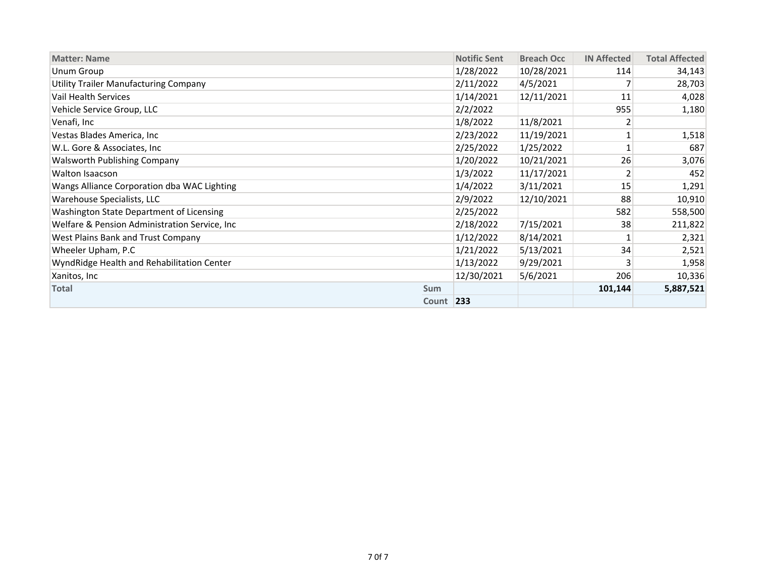| Matter: Name | | Notific Sent | Breach Occ | IN Affected | Total Affected |
|---|---|---|---|---|---|
| Unum Group | | 1/28/2022 | 10/28/2021 | 114 | 34,143 |
| Utility Trailer Manufacturing Company | | 2/11/2022 | 4/5/2021 | 7 | 28,703 |
| Vail Health Services | | 1/14/2021 | 12/11/2021 | 11 | 4,028 |
| Vehicle Service Group, LLC | | 2/2/2022 | | 955 | 1,180 |
| Venafi, Inc | | 1/8/2022 | 11/8/2021 | 2 | |
| Vestas Blades America, Inc | | 2/23/2022 | 11/19/2021 | 1 | 1,518 |
| W.L. Gore & Associates, Inc | | 2/25/2022 | 1/25/2022 | 1 | 687 |
| Walsworth Publishing Company | | 1/20/2022 | 10/21/2021 | 26 | 3,076 |
| Walton Isaacson | | 1/3/2022 | 11/17/2021 | 2 | 452 |
| Wangs Alliance Corporation dba WAC Lighting | | 1/4/2022 | 3/11/2021 | 15 | 1,291 |
| Warehouse Specialists, LLC | | 2/9/2022 | 12/10/2021 | 88 | 10,910 |
| Washington State Department of Licensing | | 2/25/2022 | | 582 | 558,500 |
| Welfare & Pension Administration Service, Inc | | 2/18/2022 | 7/15/2021 | 38 | 211,822 |
| West Plains Bank and Trust Company | | 1/12/2022 | 8/14/2021 | 1 | 2,321 |
| Wheeler Upham, P.C | | 1/21/2022 | 5/13/2021 | 34 | 2,521 |
| WyndRidge Health and Rehabilitation Center | | 1/13/2022 | 9/29/2021 | 3 | 1,958 |
| Xanitos, Inc | | 12/30/2021 | 5/6/2021 | 206 | 10,336 |
| **Total** | Sum | | | **101,144** | **5,887,521** |
| | Count | **233** | | | |